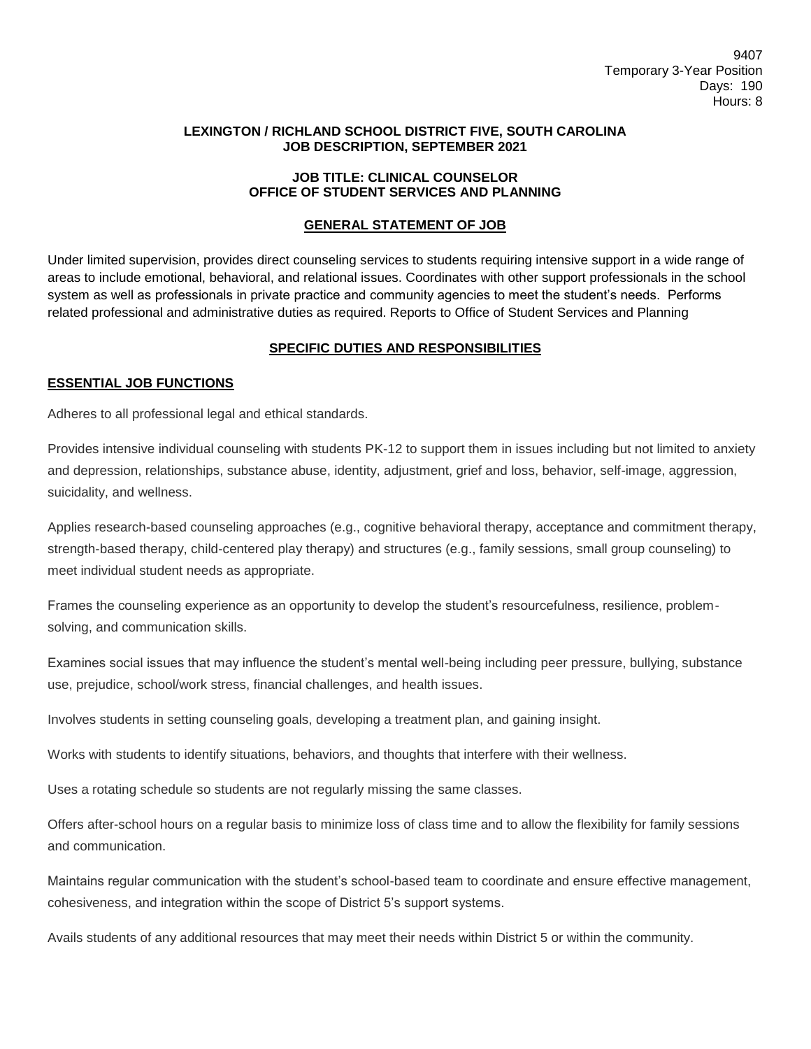9407
Temporary 3-Year Position
Days: 190
Hours: 8

**LEXINGTON / RICHLAND SCHOOL DISTRICT FIVE, SOUTH CAROLINA**
**JOB DESCRIPTION, SEPTEMBER 2021**

**JOB TITLE: CLINICAL COUNSELOR**
**OFFICE OF STUDENT SERVICES AND PLANNING**

## GENERAL STATEMENT OF JOB

Under limited supervision, provides direct counseling services to students requiring intensive support in a wide range of areas to include emotional, behavioral, and relational issues. Coordinates with other support professionals in the school system as well as professionals in private practice and community agencies to meet the student's needs. Performs related professional and administrative duties as required. Reports to Office of Student Services and Planning

## SPECIFIC DUTIES AND RESPONSIBILITIES

### ESSENTIAL JOB FUNCTIONS

Adheres to all professional legal and ethical standards.

Provides intensive individual counseling with students PK-12 to support them in issues including but not limited to anxiety and depression, relationships, substance abuse, identity, adjustment, grief and loss, behavior, self-image, aggression, suicidality, and wellness.

Applies research-based counseling approaches (e.g., cognitive behavioral therapy, acceptance and commitment therapy, strength-based therapy, child-centered play therapy) and structures (e.g., family sessions, small group counseling) to meet individual student needs as appropriate.

Frames the counseling experience as an opportunity to develop the student's resourcefulness, resilience, problem-solving, and communication skills.

Examines social issues that may influence the student's mental well-being including peer pressure, bullying, substance use, prejudice, school/work stress, financial challenges, and health issues.

Involves students in setting counseling goals, developing a treatment plan, and gaining insight.

Works with students to identify situations, behaviors, and thoughts that interfere with their wellness.

Uses a rotating schedule so students are not regularly missing the same classes.

Offers after-school hours on a regular basis to minimize loss of class time and to allow the flexibility for family sessions and communication.

Maintains regular communication with the student's school-based team to coordinate and ensure effective management, cohesiveness, and integration within the scope of District 5's support systems.

Avails students of any additional resources that may meet their needs within District 5 or within the community.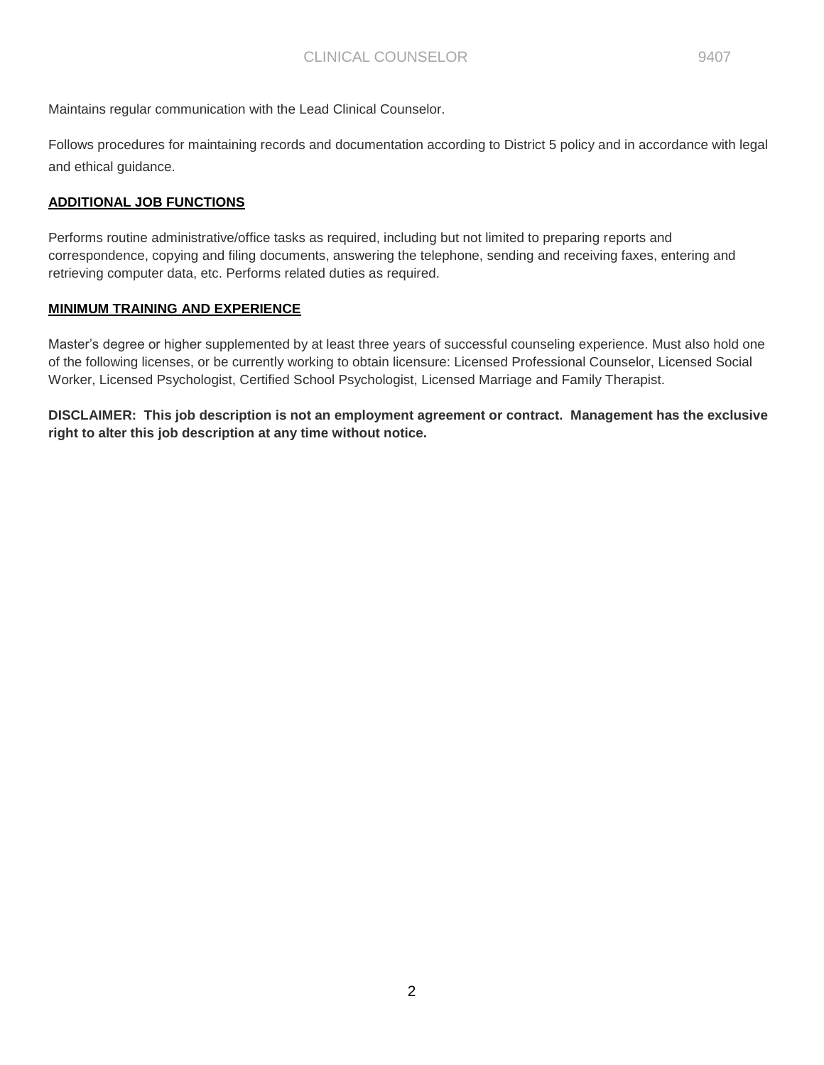Maintains regular communication with the Lead Clinical Counselor.

Follows procedures for maintaining records and documentation according to District 5 policy and in accordance with legal and ethical guidance.

## ADDITIONAL JOB FUNCTIONS

Performs routine administrative/office tasks as required, including but not limited to preparing reports and correspondence, copying and filing documents, answering the telephone, sending and receiving faxes, entering and retrieving computer data, etc. Performs related duties as required.

## MINIMUM TRAINING AND EXPERIENCE

Master's degree or higher supplemented by at least three years of successful counseling experience. Must also hold one of the following licenses, or be currently working to obtain licensure: Licensed Professional Counselor, Licensed Social Worker, Licensed Psychologist, Certified School Psychologist, Licensed Marriage and Family Therapist.

**DISCLAIMER: This job description is not an employment agreement or contract. Management has the exclusive right to alter this job description at any time without notice.**